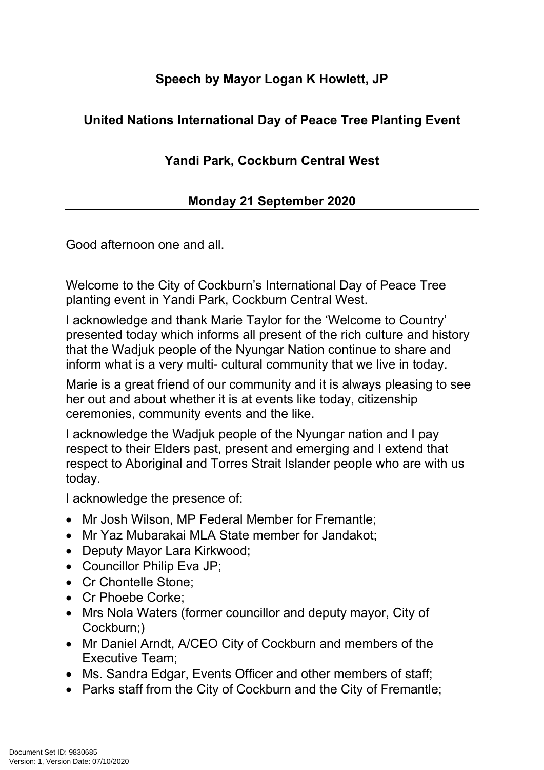**Speech by Mayor Logan K Howlett, JP**

**United Nations International Day of Peace Tree Planting Event**

**Yandi Park, Cockburn Central West**

**Monday 21 September 2020**

---

Good afternoon one and all.

Welcome to the City of Cockburn's International Day of Peace Tree planting event in Yandi Park, Cockburn Central West.

I acknowledge and thank Marie Taylor for the 'Welcome to Country' presented today which informs all present of the rich culture and history that the Wadjuk people of the Nyungar Nation continue to share and inform what is a very multi- cultural community that we live in today.

Marie is a great friend of our community and it is always pleasing to see her out and about whether it is at events like today, citizenship ceremonies, community events and the like.

I acknowledge the Wadjuk people of the Nyungar nation and I pay respect to their Elders past, present and emerging and I extend that respect to Aboriginal and Torres Strait Islander people who are with us today.

I acknowledge the presence of:

- Mr Josh Wilson, MP Federal Member for Fremantle;
- Mr Yaz Mubarakai MLA State member for Jandakot;
- Deputy Mayor Lara Kirkwood;
- Councillor Philip Eva JP;
- Cr Chontelle Stone;
- Cr Phoebe Corke;
- Mrs Nola Waters (former councillor and deputy mayor, City of Cockburn;)
- Mr Daniel Arndt, A/CEO City of Cockburn and members of the Executive Team;
- Ms. Sandra Edgar, Events Officer and other members of staff;
- Parks staff from the City of Cockburn and the City of Fremantle;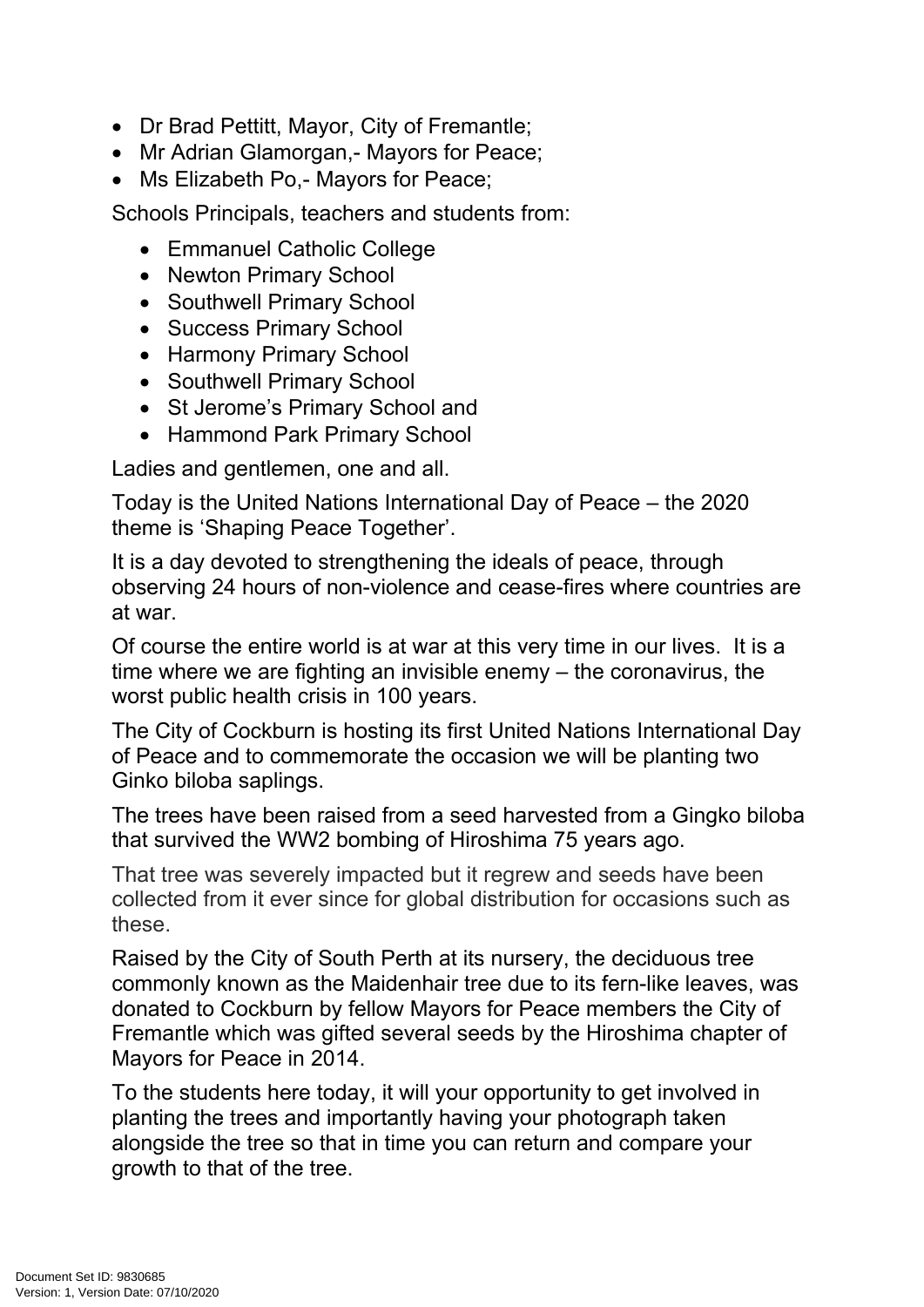- Dr Brad Pettitt, Mayor, City of Fremantle;
- Mr Adrian Glamorgan,- Mayors for Peace;
- Ms Elizabeth Po,- Mayors for Peace;

Schools Principals, teachers and students from:

- Emmanuel Catholic College
- Newton Primary School
- Southwell Primary School
- Success Primary School
- Harmony Primary School
- Southwell Primary School
- St Jerome's Primary School and
- Hammond Park Primary School

Ladies and gentlemen, one and all.

Today is the United Nations International Day of Peace – the 2020 theme is 'Shaping Peace Together'.

It is a day devoted to strengthening the ideals of peace, through observing 24 hours of non-violence and cease-fires where countries are at war.

Of course the entire world is at war at this very time in our lives. It is a time where we are fighting an invisible enemy – the coronavirus, the worst public health crisis in 100 years.

The City of Cockburn is hosting its first United Nations International Day of Peace and to commemorate the occasion we will be planting two Ginko biloba saplings.

The trees have been raised from a seed harvested from a Gingko biloba that survived the WW2 bombing of Hiroshima 75 years ago.

That tree was severely impacted but it regrew and seeds have been collected from it ever since for global distribution for occasions such as these.

Raised by the City of South Perth at its nursery, the deciduous tree commonly known as the Maidenhair tree due to its fern-like leaves, was donated to Cockburn by fellow Mayors for Peace members the City of Fremantle which was gifted several seeds by the Hiroshima chapter of Mayors for Peace in 2014.

To the students here today, it will your opportunity to get involved in planting the trees and importantly having your photograph taken alongside the tree so that in time you can return and compare your growth to that of the tree.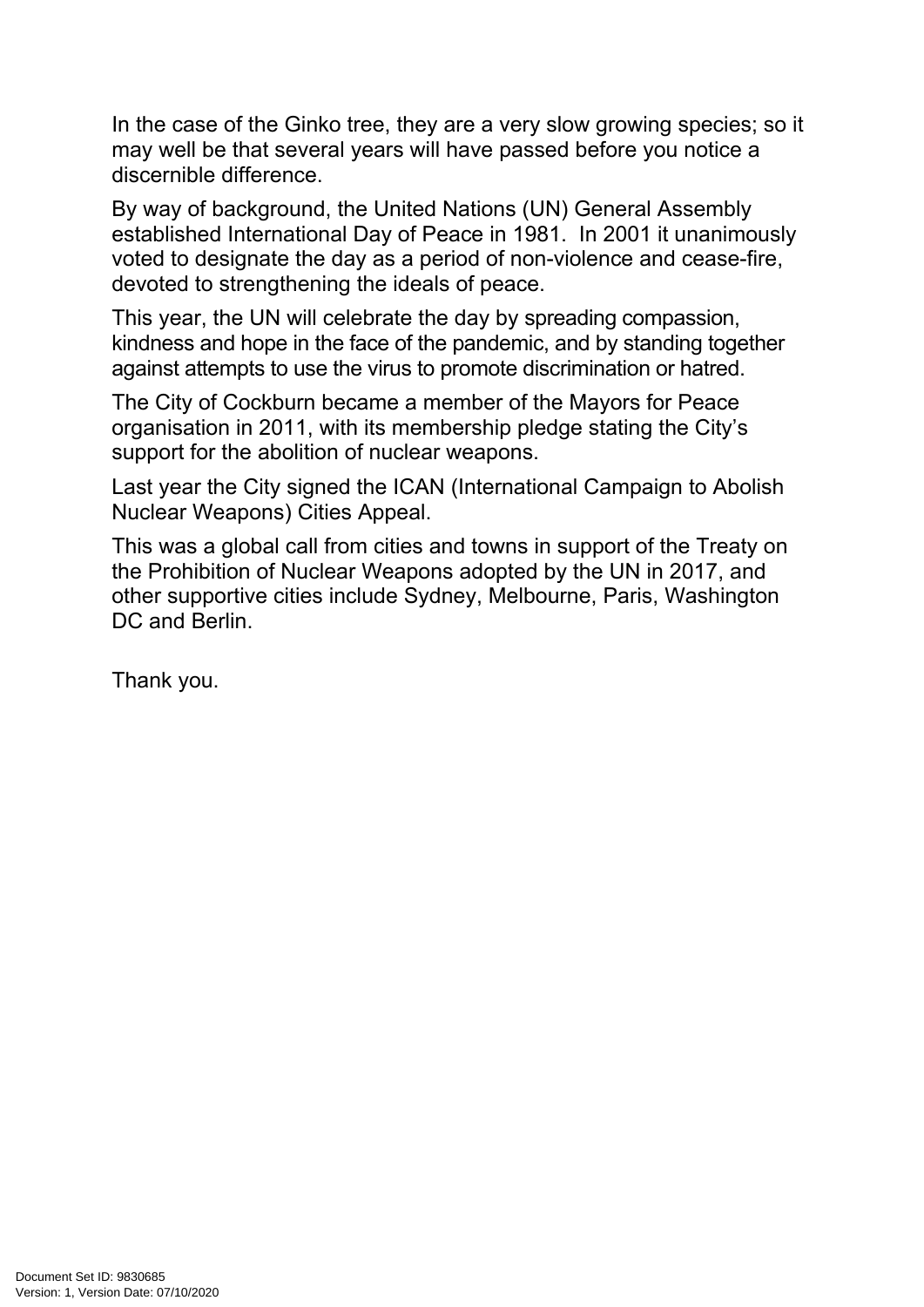In the case of the Ginko tree, they are a very slow growing species; so it may well be that several years will have passed before you notice a discernible difference.

By way of background, the United Nations (UN) General Assembly established International Day of Peace in 1981. In 2001 it unanimously voted to designate the day as a period of non-violence and cease-fire, devoted to strengthening the ideals of peace.

This year, the UN will celebrate the day by spreading compassion, kindness and hope in the face of the pandemic, and by standing together against attempts to use the virus to promote discrimination or hatred.

The City of Cockburn became a member of the Mayors for Peace organisation in 2011, with its membership pledge stating the City's support for the abolition of nuclear weapons.

Last year the City signed the ICAN (International Campaign to Abolish Nuclear Weapons) Cities Appeal.

This was a global call from cities and towns in support of the Treaty on the Prohibition of Nuclear Weapons adopted by the UN in 2017, and other supportive cities include Sydney, Melbourne, Paris, Washington DC and Berlin.

Thank you.